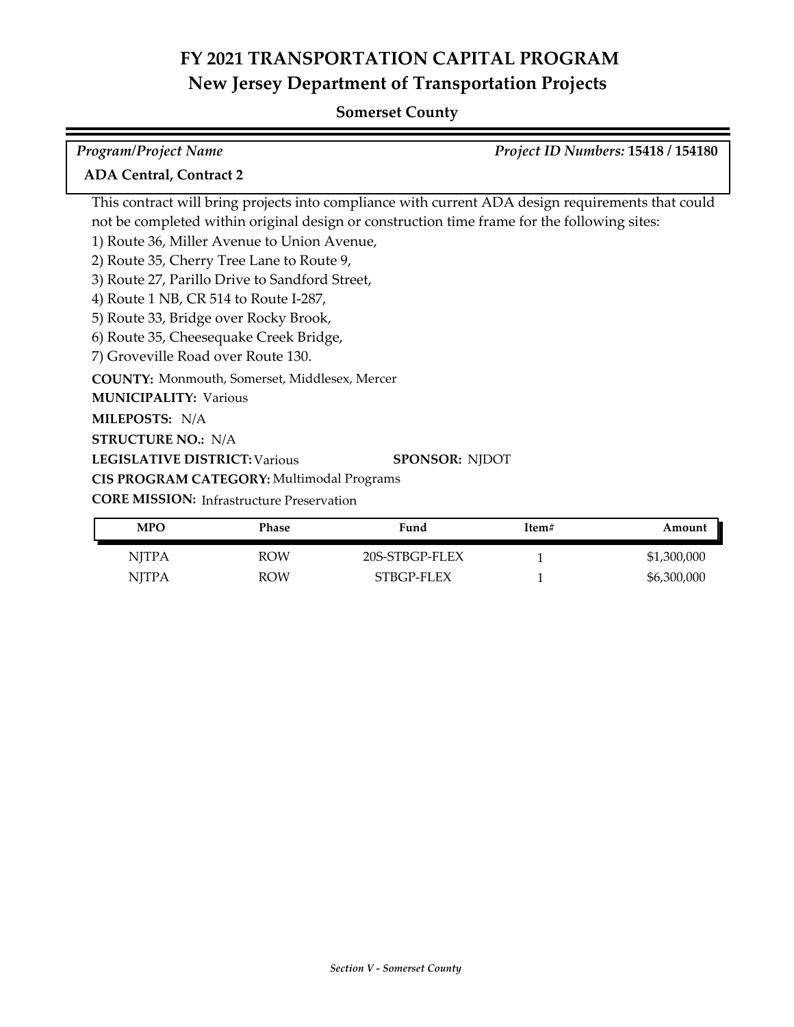# FY 2021 TRANSPORTATION CAPITAL PROGRAM
## New Jersey Department of Transportation Projects

### Somerset County

*Program/Project Name* | *Project ID Numbers:* **15418 / 154180**

**ADA Central, Contract 2**

This contract will bring projects into compliance with current ADA design requirements that could not be completed within original design or construction time frame for the following sites:
1) Route 36, Miller Avenue to Union Avenue,
2) Route 35, Cherry Tree Lane to Route 9,
3) Route 27, Parillo Drive to Sandford Street,
4) Route 1 NB, CR 514 to Route I-287,
5) Route 33, Bridge over Rocky Brook,
6) Route 35, Cheesequake Creek Bridge,
7) Groveville Road over Route 130.

**COUNTY:** Monmouth, Somerset, Middlesex, Mercer
**MUNICIPALITY:** Various
**MILEPOSTS:** N/A
**STRUCTURE NO.:** N/A
**LEGISLATIVE DISTRICT:** Various **SPONSOR:** NJDOT
**CIS PROGRAM CATEGORY:** Multimodal Programs
**CORE MISSION:** Infrastructure Preservation

| MPO | Phase | Fund | Item# | Amount |
|---|---|---|---|---|
| NJTPA | ROW | 20S-STBGP-FLEX | 1 | $1,300,000 |
| NJTPA | ROW | STBGP-FLEX | 1 | $6,300,000 |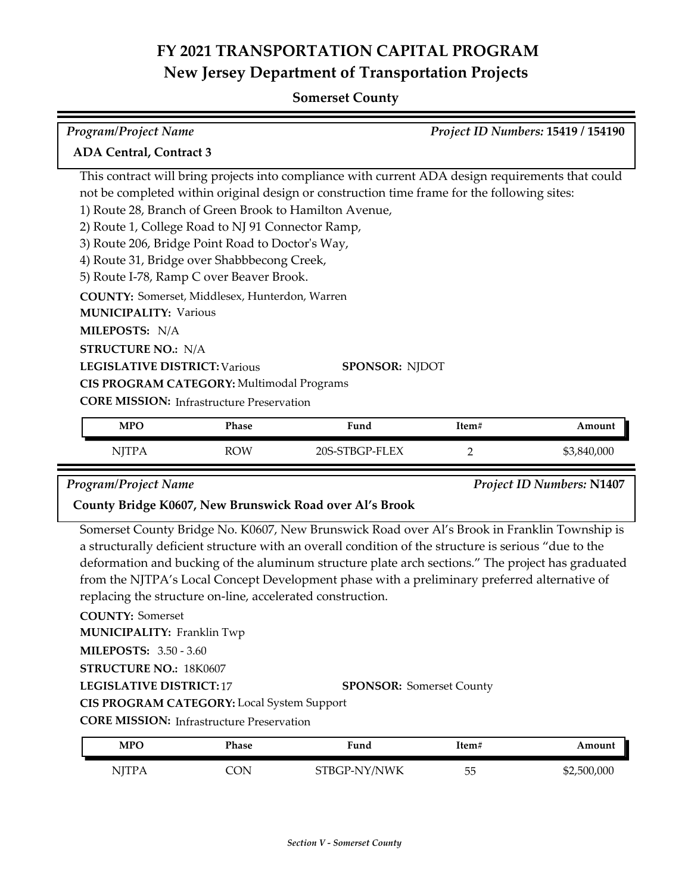# FY 2021 TRANSPORTATION CAPITAL PROGRAM
## New Jersey Department of Transportation Projects

### Somerset County

*Program/Project Name* — *Project ID Numbers:* **15419 / 154190**

**ADA Central, Contract 3**

This contract will bring projects into compliance with current ADA design requirements that could not be completed within original design or construction time frame for the following sites:
1) Route 28, Branch of Green Brook to Hamilton Avenue,
2) Route 1, College Road to NJ 91 Connector Ramp,
3) Route 206, Bridge Point Road to Doctor's Way,
4) Route 31, Bridge over Shabbbecong Creek,
5) Route I-78, Ramp C over Beaver Brook.

**COUNTY:** Somerset, Middlesex, Hunterdon, Warren
**MUNICIPALITY:** Various
**MILEPOSTS:** N/A
**STRUCTURE NO.:** N/A
**LEGISLATIVE DISTRICT:** Various — **SPONSOR:** NJDOT
**CIS PROGRAM CATEGORY:** Multimodal Programs
**CORE MISSION:** Infrastructure Preservation

| MPO | Phase | Fund | Item# | Amount |
|---|---|---|---|---|
| NJTPA | ROW | 20S-STBGP-FLEX | 2 | $3,840,000 |

*Program/Project Name* — *Project ID Numbers:* **N1407**

**County Bridge K0607, New Brunswick Road over Al's Brook**

Somerset County Bridge No. K0607, New Brunswick Road over Al's Brook in Franklin Township is a structurally deficient structure with an overall condition of the structure is serious "due to the deformation and bucking of the aluminum structure plate arch sections." The project has graduated from the NJTPA's Local Concept Development phase with a preliminary preferred alternative of replacing the structure on-line, accelerated construction.

**COUNTY:** Somerset
**MUNICIPALITY:** Franklin Twp
**MILEPOSTS:** 3.50 - 3.60
**STRUCTURE NO.:** 18K0607
**LEGISLATIVE DISTRICT:** 17 — **SPONSOR:** Somerset County
**CIS PROGRAM CATEGORY:** Local System Support
**CORE MISSION:** Infrastructure Preservation

| MPO | Phase | Fund | Item# | Amount |
|---|---|---|---|---|
| NJTPA | CON | STBGP-NY/NWK | 55 | $2,500,000 |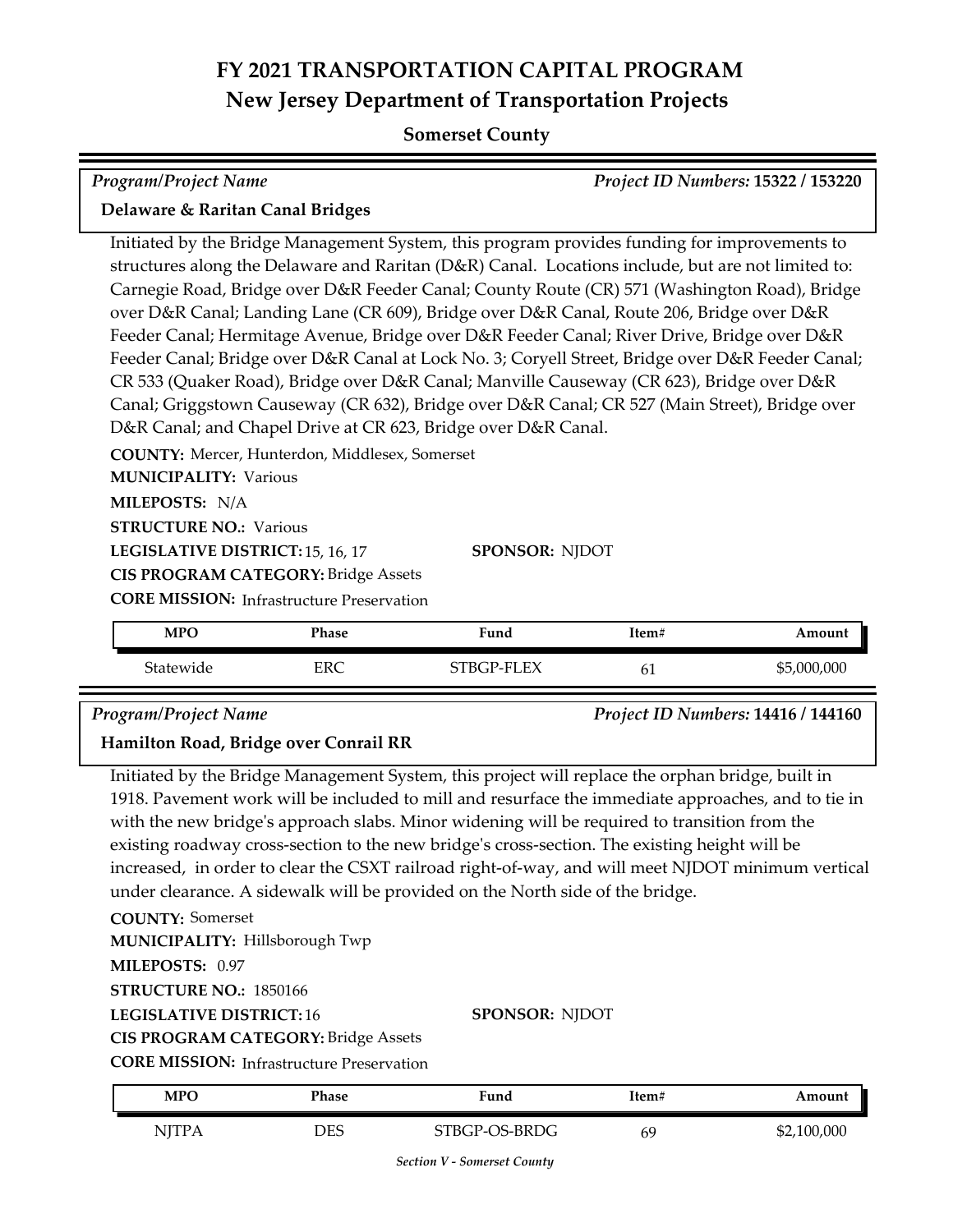# FY 2021 TRANSPORTATION CAPITAL PROGRAM

## New Jersey Department of Transportation Projects

### Somerset County

*Program/Project Name* *Project ID Numbers:* **15322 / 153220**

**Delaware & Raritan Canal Bridges**

Initiated by the Bridge Management System, this program provides funding for improvements to structures along the Delaware and Raritan (D&R) Canal. Locations include, but are not limited to: Carnegie Road, Bridge over D&R Feeder Canal; County Route (CR) 571 (Washington Road), Bridge over D&R Canal; Landing Lane (CR 609), Bridge over D&R Canal, Route 206, Bridge over D&R Feeder Canal; Hermitage Avenue, Bridge over D&R Feeder Canal; River Drive, Bridge over D&R Feeder Canal; Bridge over D&R Canal at Lock No. 3; Coryell Street, Bridge over D&R Feeder Canal; CR 533 (Quaker Road), Bridge over D&R Canal; Manville Causeway (CR 623), Bridge over D&R Canal; Griggstown Causeway (CR 632), Bridge over D&R Canal; CR 527 (Main Street), Bridge over D&R Canal; and Chapel Drive at CR 623, Bridge over D&R Canal.

**COUNTY:** Mercer, Hunterdon, Middlesex, Somerset
**MUNICIPALITY:** Various
**MILEPOSTS:** N/A
**STRUCTURE NO.:** Various
**LEGISLATIVE DISTRICT:** 15, 16, 17 **SPONSOR:** NJDOT
**CIS PROGRAM CATEGORY:** Bridge Assets
**CORE MISSION:** Infrastructure Preservation

| MPO | Phase | Fund | Item# | Amount |
|---|---|---|---|---|
| Statewide | ERC | STBGP-FLEX | 61 | $5,000,000 |

*Program/Project Name* *Project ID Numbers:* **14416 / 144160**

**Hamilton Road, Bridge over Conrail RR**

Initiated by the Bridge Management System, this project will replace the orphan bridge, built in 1918. Pavement work will be included to mill and resurface the immediate approaches, and to tie in with the new bridge's approach slabs. Minor widening will be required to transition from the existing roadway cross-section to the new bridge's cross-section. The existing height will be increased, in order to clear the CSXT railroad right-of-way, and will meet NJDOT minimum vertical under clearance. A sidewalk will be provided on the North side of the bridge.

**COUNTY:** Somerset
**MUNICIPALITY:** Hillsborough Twp
**MILEPOSTS:** 0.97
**STRUCTURE NO.:** 1850166
**LEGISLATIVE DISTRICT:** 16 **SPONSOR:** NJDOT
**CIS PROGRAM CATEGORY:** Bridge Assets
**CORE MISSION:** Infrastructure Preservation

| MPO | Phase | Fund | Item# | Amount |
|---|---|---|---|---|
| NJTPA | DES | STBGP-OS-BRDG | 69 | $2,100,000 |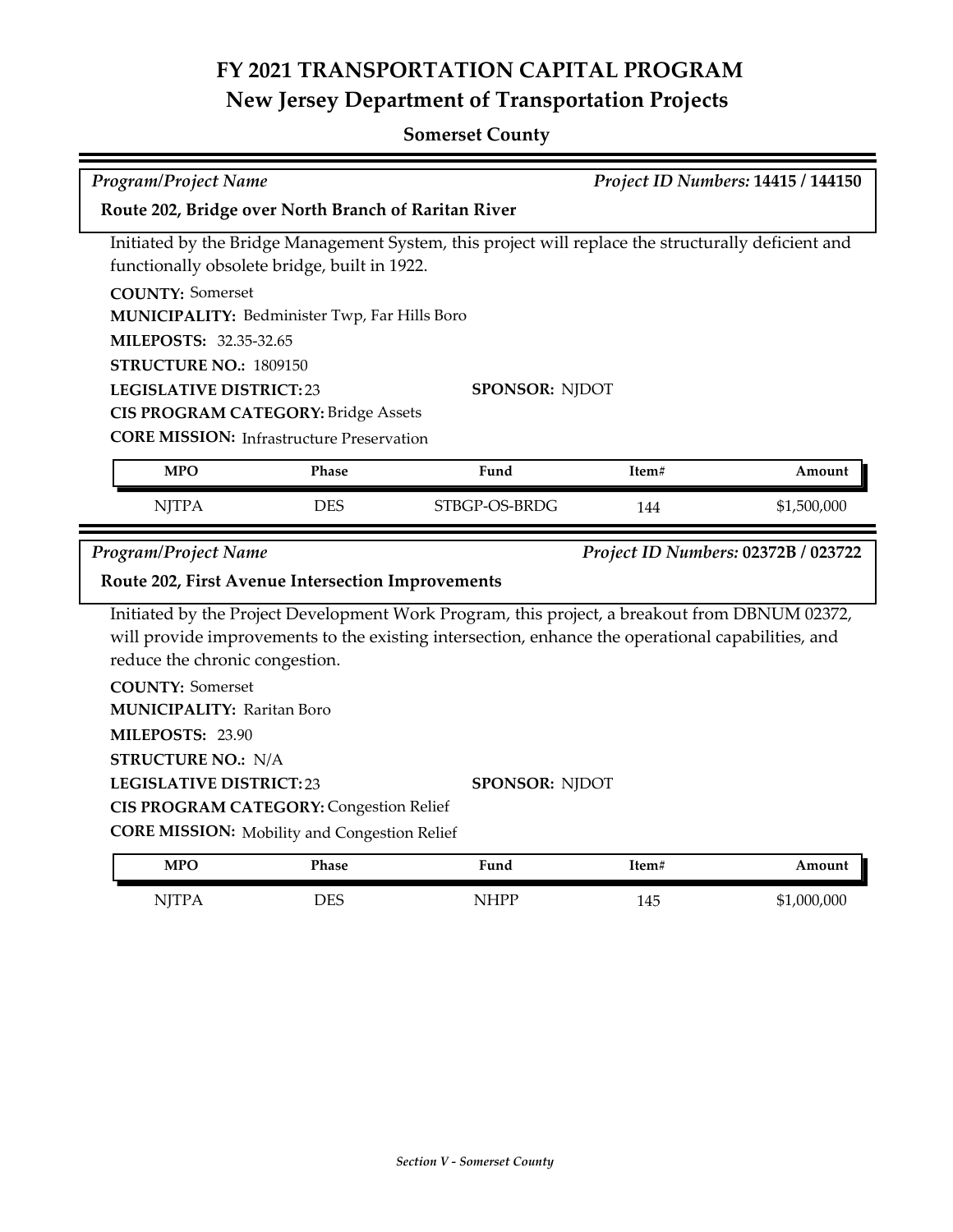# FY 2021 TRANSPORTATION CAPITAL PROGRAM
## New Jersey Department of Transportation Projects

### Somerset County

*Program/Project Name* — *Project ID Numbers:* **14415 / 144150**

**Route 202, Bridge over North Branch of Raritan River**

Initiated by the Bridge Management System, this project will replace the structurally deficient and functionally obsolete bridge, built in 1922.

**COUNTY:** Somerset
**MUNICIPALITY:** Bedminister Twp, Far Hills Boro
**MILEPOSTS:** 32.35-32.65
**STRUCTURE NO.:** 1809150
**LEGISLATIVE DISTRICT:** 23
**SPONSOR:** NJDOT
**CIS PROGRAM CATEGORY:** Bridge Assets
**CORE MISSION:** Infrastructure Preservation

| MPO | Phase | Fund | Item# | Amount |
|---|---|---|---|---|
| NJTPA | DES | STBGP-OS-BRDG | 144 | $1,500,000 |

*Program/Project Name* — *Project ID Numbers:* **02372B / 023722**

**Route 202, First Avenue Intersection Improvements**

Initiated by the Project Development Work Program, this project, a breakout from DBNUM 02372, will provide improvements to the existing intersection, enhance the operational capabilities, and reduce the chronic congestion.

**COUNTY:** Somerset
**MUNICIPALITY:** Raritan Boro
**MILEPOSTS:** 23.90
**STRUCTURE NO.:** N/A
**LEGISLATIVE DISTRICT:** 23
**SPONSOR:** NJDOT
**CIS PROGRAM CATEGORY:** Congestion Relief
**CORE MISSION:** Mobility and Congestion Relief

| MPO | Phase | Fund | Item# | Amount |
|---|---|---|---|---|
| NJTPA | DES | NHPP | 145 | $1,000,000 |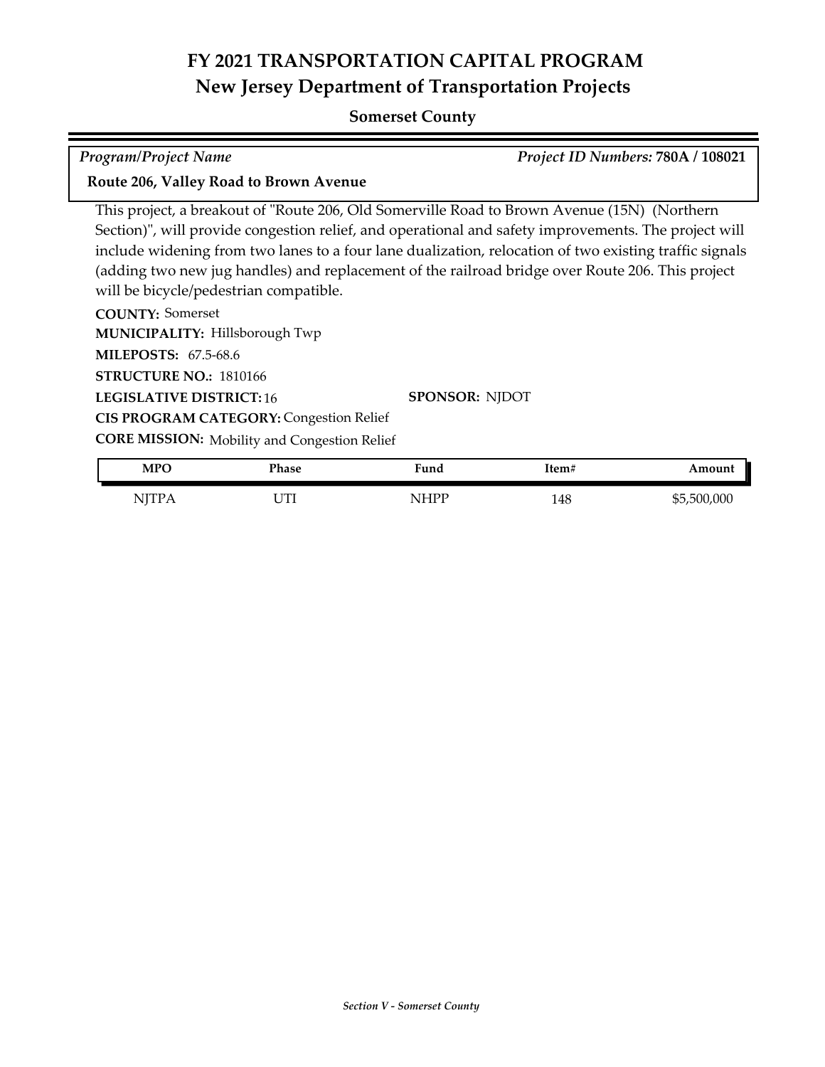# FY 2021 TRANSPORTATION CAPITAL PROGRAM
## New Jersey Department of Transportation Projects

### Somerset County

*Program/Project Name* *Project ID Numbers:* **780A / 108021**

**Route 206, Valley Road to Brown Avenue**

This project, a breakout of "Route 206, Old Somerville Road to Brown Avenue (15N) (Northern Section)", will provide congestion relief, and operational and safety improvements. The project will include widening from two lanes to a four lane dualization, relocation of two existing traffic signals (adding two new jug handles) and replacement of the railroad bridge over Route 206. This project will be bicycle/pedestrian compatible.

**COUNTY:** Somerset
**MUNICIPALITY:** Hillsborough Twp
**MILEPOSTS:** 67.5-68.6
**STRUCTURE NO.:** 1810166
**LEGISLATIVE DISTRICT:** 16
**SPONSOR:** NJDOT
**CIS PROGRAM CATEGORY:** Congestion Relief
**CORE MISSION:** Mobility and Congestion Relief

| MPO | Phase | Fund | Item# | Amount |
|---|---|---|---|---|
| NJTPA | UTI | NHPP | 148 | $5,500,000 |